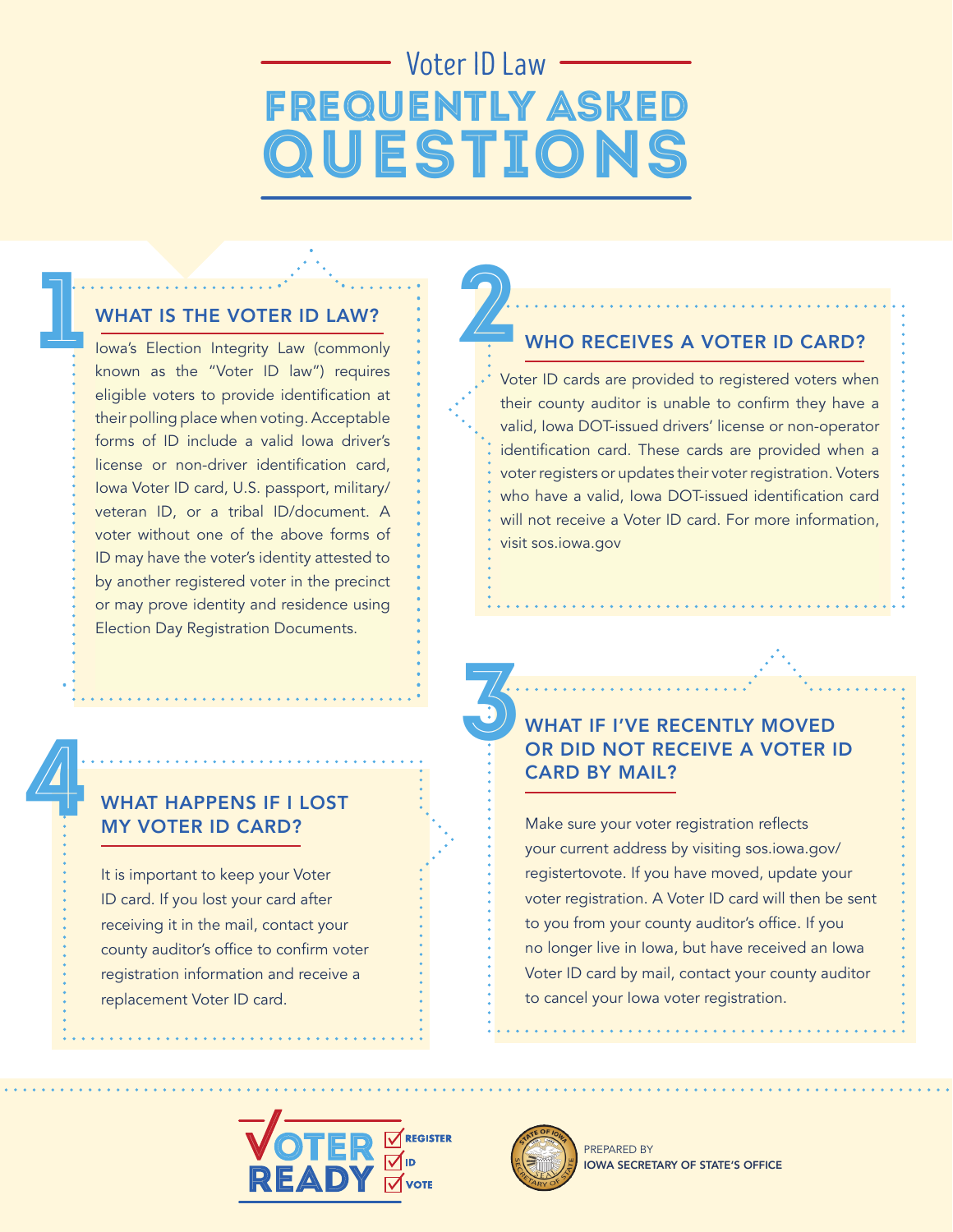# Voter ID Law

# FREQUENTLY ASKED QUESTIONS

## 1 WHAT IS THE VOTER ID LAW?

Iowa's Election Integrity Law (commonly known as the "Voter ID law") requires eligible voters to provide identification at their polling place when voting. Acceptable forms of ID include a valid Iowa driver's license or non-driver identification card, Iowa Voter ID card, U.S. passport, military/veteran ID, or a tribal ID/document. A voter without one of the above forms of ID may have the voter's identity attested to by another registered voter in the precinct or may prove identity and residence using Election Day Registration Documents.

## 2 WHO RECEIVES A VOTER ID CARD?

Voter ID cards are provided to registered voters when their county auditor is unable to confirm they have a valid, Iowa DOT-issued drivers' license or non-operator identification card. These cards are provided when a voter registers or updates their voter registration. Voters who have a valid, Iowa DOT-issued identification card will not receive a Voter ID card. For more information, visit sos.iowa.gov

## 3 WHAT IF I'VE RECENTLY MOVED OR DID NOT RECEIVE A VOTER ID CARD BY MAIL?

Make sure your voter registration reflects your current address by visiting sos.iowa.gov/registertovote. If you have moved, update your voter registration. A Voter ID card will then be sent to you from your county auditor's office. If you no longer live in Iowa, but have received an Iowa Voter ID card by mail, contact your county auditor to cancel your Iowa voter registration.

## 4 WHAT HAPPENS IF I LOST MY VOTER ID CARD?

It is important to keep your Voter ID card. If you lost your card after receiving it in the mail, contact your county auditor's office to confirm voter registration information and receive a replacement Voter ID card.

VOTER READY — REGISTER, ID, VOTE

PREPARED BY IOWA SECRETARY OF STATE'S OFFICE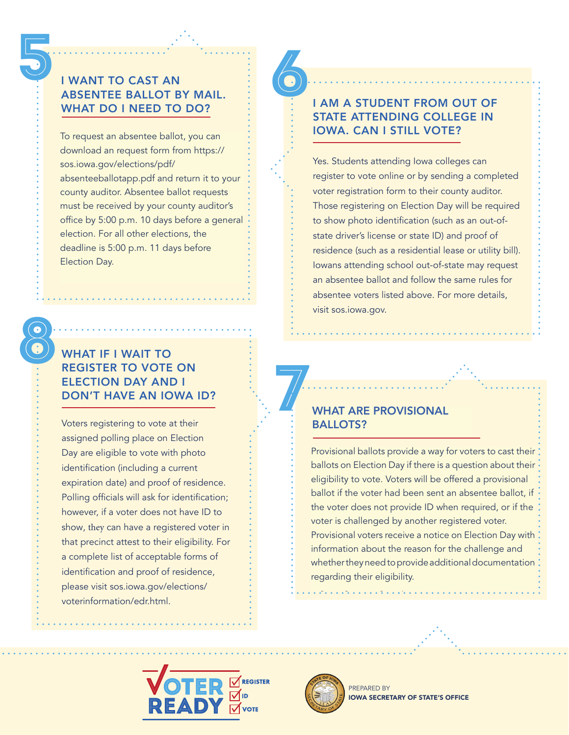## 5

### I WANT TO CAST AN ABSENTEE BALLOT BY MAIL. WHAT DO I NEED TO DO?

To request an absentee ballot, you can download an request form from https://sos.iowa.gov/elections/pdf/absenteeballotapp.pdf and return it to your county auditor. Absentee ballot requests must be received by your county auditor's office by 5:00 p.m. 10 days before a general election. For all other elections, the deadline is 5:00 p.m. 11 days before Election Day.

## 6

### I AM A STUDENT FROM OUT OF STATE ATTENDING COLLEGE IN IOWA. CAN I STILL VOTE?

Yes. Students attending Iowa colleges can register to vote online or by sending a completed voter registration form to their county auditor. Those registering on Election Day will be required to show photo identification (such as an out-of-state driver's license or state ID) and proof of residence (such as a residential lease or utility bill). Iowans attending school out-of-state may request an absentee ballot and follow the same rules for absentee voters listed above. For more details, visit sos.iowa.gov.

## 7

### WHAT ARE PROVISIONAL BALLOTS?

Provisional ballots provide a way for voters to cast their ballots on Election Day if there is a question about their eligibility to vote. Voters will be offered a provisional ballot if the voter had been sent an absentee ballot, if the voter does not provide ID when required, or if the voter is challenged by another registered voter. Provisional voters receive a notice on Election Day with information about the reason for the challenge and whether they need to provide additional documentation regarding their eligibility.

## 8

### WHAT IF I WAIT TO REGISTER TO VOTE ON ELECTION DAY AND I DON'T HAVE AN IOWA ID?

Voters registering to vote at their assigned polling place on Election Day are eligible to vote with photo identification (including a current expiration date) and proof of residence. Polling officials will ask for identification; however, if a voter does not have ID to show, they can have a registered voter in that precinct attest to their eligibility. For a complete list of acceptable forms of identification and proof of residence, please visit sos.iowa.gov/elections/voterinformation/edr.html.

VOTER READY
- REGISTER
- ID
- VOTE

PREPARED BY
**IOWA SECRETARY OF STATE'S OFFICE**